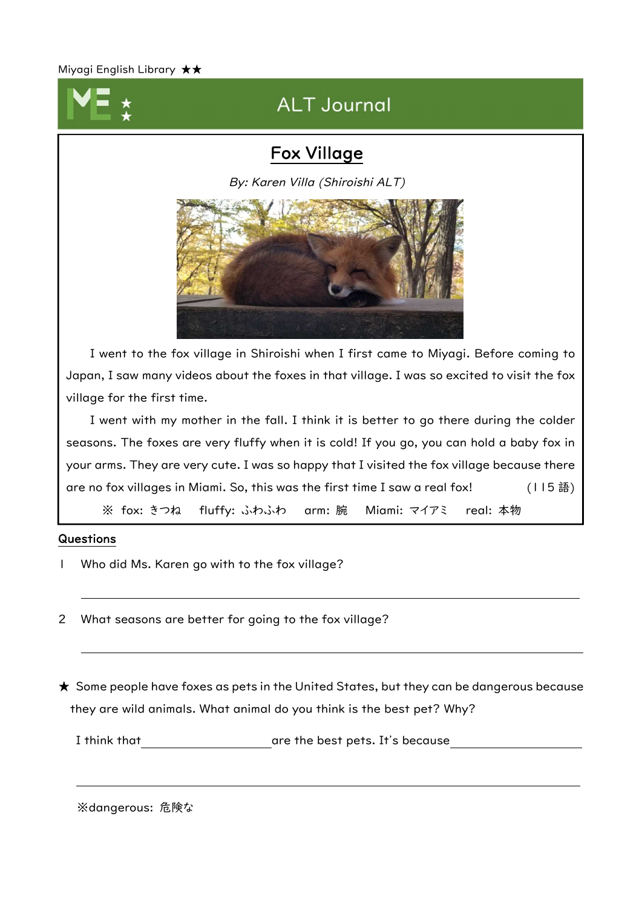Miyagi English Library ★★

# ALT Journal

## Fox Village

*By: Karen Villa (Shiroishi ALT)*

I went to the fox village in Shiroishi when I first came to Miyagi. Before coming to Japan, I saw many videos about the foxes in that village. I was so excited to visit the fox village for the first time.

I went with my mother in the fall. I think it is better to go there during the colder seasons. The foxes are very fluffy when it is cold! If you go, you can hold a baby fox in your arms. They are very cute. I was so happy that I visited the fox village because there are no fox villages in Miami. So, this was the first time I saw a real fox! (115 語)

※ fox: きつね　fluffy: ふわふわ　arm: 腕　Miami: マイアミ　real: 本物

### Questions

1 Who did Ms. Karen go with to the fox village?

\_\_\_\_\_\_\_\_\_\_\_\_\_\_\_\_\_\_\_\_\_\_\_\_\_\_\_\_\_\_\_\_\_\_\_\_\_\_\_\_

2 What seasons are better for going to the fox village?

\_\_\_\_\_\_\_\_\_\_\_\_\_\_\_\_\_\_\_\_\_\_\_\_\_\_\_\_\_\_\_\_\_\_\_\_\_\_\_\_

★ Some people have foxes as pets in the United States, but they can be dangerous because they are wild animals. What animal do you think is the best pet? Why?

I think that \_\_\_\_\_\_\_\_\_\_\_\_\_\_\_\_ are the best pets. It's because \_\_\_\_\_\_\_\_\_\_\_\_\_\_\_\_

\_\_\_\_\_\_\_\_\_\_\_\_\_\_\_\_\_\_\_\_\_\_\_\_\_\_\_\_\_\_\_\_\_\_\_\_\_\_\_\_

※dangerous: 危険な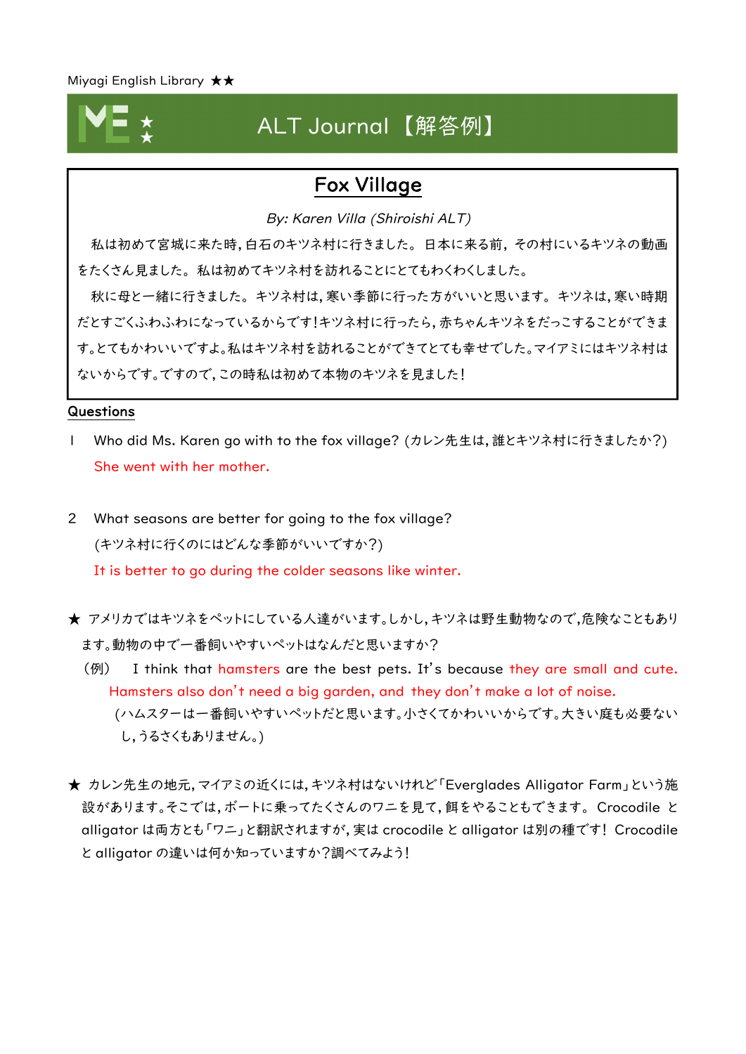Miyagi English Library ★★

# ALT Journal 【解答例】

## Fox Village

*By: Karen Villa (Shiroishi ALT)*

私は初めて宮城に来た時，白石のキツネ村に行きました。日本に来る前，その村にいるキツネの動画をたくさん見ました。私は初めてキツネ村を訪れることにとてもわくわくしました。

秋に母と一緒に行きました。キツネ村は，寒い季節に行った方がいいと思います。キツネは，寒い時期だとすごくふわふわになっているからです！キツネ村に行ったら，赤ちゃんキツネをだっこすることができます。とてもかわいいですよ。私はキツネ村を訪れることができてとても幸せでした。マイアミにはキツネ村はないからです。ですので，この時私は初めて本物のキツネを見ました！

**Questions**

1 Who did Ms. Karen go with to the fox village? (カレン先生は，誰とキツネ村に行きましたか？)

She went with her mother.

2 What seasons are better for going to the fox village?
(キツネ村に行くのにはどんな季節がいいですか？)

It is better to go during the colder seasons like winter.

★ アメリカではキツネをペットにしている人達がいます。しかし，キツネは野生動物なので，危険なこともあります。動物の中で一番飼いやすいペットはなんだと思いますか？

（例） I think that hamsters are the best pets. It's because they are small and cute. Hamsters also don't need a big garden, and they don't make a lot of noise.
（ハムスターは一番飼いやすいペットだと思います。小さくてかわいいからです。大きい庭も必要ないし，うるさくもありません。）

★ カレン先生の地元，マイアミの近くには，キツネ村はないけれど「Everglades Alligator Farm」という施設があります。そこでは，ボートに乗ってたくさんのワニを見て，餌をやることもできます。Crocodile と alligator は両方とも「ワニ」と翻訳されますが，実は crocodile と alligator は別の種です！ Crocodile と alligator の違いは何か知っていますか？調べてみよう！